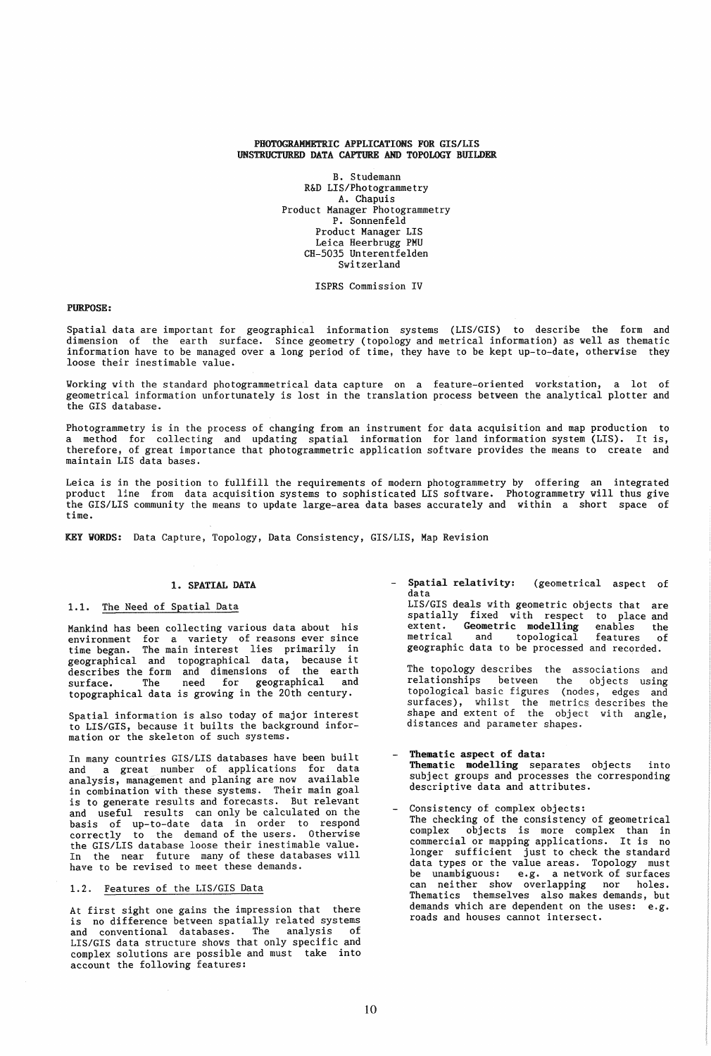# PHOTOGRAMMETRIC APPLICATIONS FOR GIS/LIS
# UNSTRUCTURED DATA CAPTURE AND TOPOLOGY BUILDER

B. Studemann
R&D LIS/Photogrammetry
A. Chapuis
Product Manager Photogrammetry
P. Sonnenfeld
Product Manager LIS
Leica Heerbrugg PMU
CH-5035 Unterentfelden
Switzerland

ISPRS Commission IV

**PURPOSE:**

Spatial data are important for geographical information systems (LIS/GIS) to describe the form and dimension of the earth surface. Since geometry (topology and metrical information) as well as thematic information have to be managed over a long period of time, they have to be kept up-to-date, otherwise they loose their inestimable value.

Working with the standard photogrammetrical data capture on a feature-oriented workstation, a lot of geometrical information unfortunately is lost in the translation process between the analytical plotter and the GIS database.

Photogrammetry is in the process of changing from an instrument for data acquisition and map production to a method for collecting and updating spatial information for land information system (LIS). It is, therefore, of great importance that photogrammetric application software provides the means to create and maintain LIS data bases.

Leica is in the position to fullfill the requirements of modern photogrammetry by offering an integrated product line from data acquisition systems to sophisticated LIS software. Photogrammetry will thus give the GIS/LIS community the means to update large-area data bases accurately and within a short space of time.

**KEY WORDS:** Data Capture, Topology, Data Consistency, GIS/LIS, Map Revision

## 1. SPATIAL DATA

### 1.1. The Need of Spatial Data

Mankind has been collecting various data about his environment for a variety of reasons ever since time began. The main interest lies primarily in geographical and topographical data, because it describes the form and dimensions of the earth surface. The need for geographical and topographical data is growing in the 20th century.

Spatial information is also today of major interest to LIS/GIS, because it builts the background information or the skeleton of such systems.

In many countries GIS/LIS databases have been built and a great number of applications for data analysis, management and planing are now available in combination with these systems. Their main goal is to generate results and forecasts. But relevant and useful results can only be calculated on the basis of up-to-date data in order to respond correctly to the demand of the users. Otherwise the GIS/LIS database loose their inestimable value. In the near future many of these databases will have to be revised to meet these demands.

### 1.2. Features of the LIS/GIS Data

At first sight one gains the impression that there is no difference between spatially related systems and conventional databases. The analysis of LIS/GIS data structure shows that only specific and complex solutions are possible and must take into account the following features:

- **Spatial relativity:** (geometrical aspect of data
  LIS/GIS deals with geometric objects that are spatially fixed with respect to place and extent. **Geometric modelling** enables the metrical and topological features of geographic data to be processed and recorded.

  The topology describes the associations and relationships between the objects using topological basic figures (nodes, edges and surfaces), whilst the metrics describes the shape and extent of the object with angle, distances and parameter shapes.

- **Thematic aspect of data:**
  **Thematic modelling** separates objects into subject groups and processes the corresponding descriptive data and attributes.

- Consistency of complex objects:
  The checking of the consistency of geometrical complex objects is more complex than in commercial or mapping applications. It is no longer sufficient just to check the standard data types or the value areas. Topology must be unambiguous: e.g. a network of surfaces can neither show overlapping nor holes. Thematics themselves also makes demands, but demands which are dependent on the uses: e.g. roads and houses cannot intersect.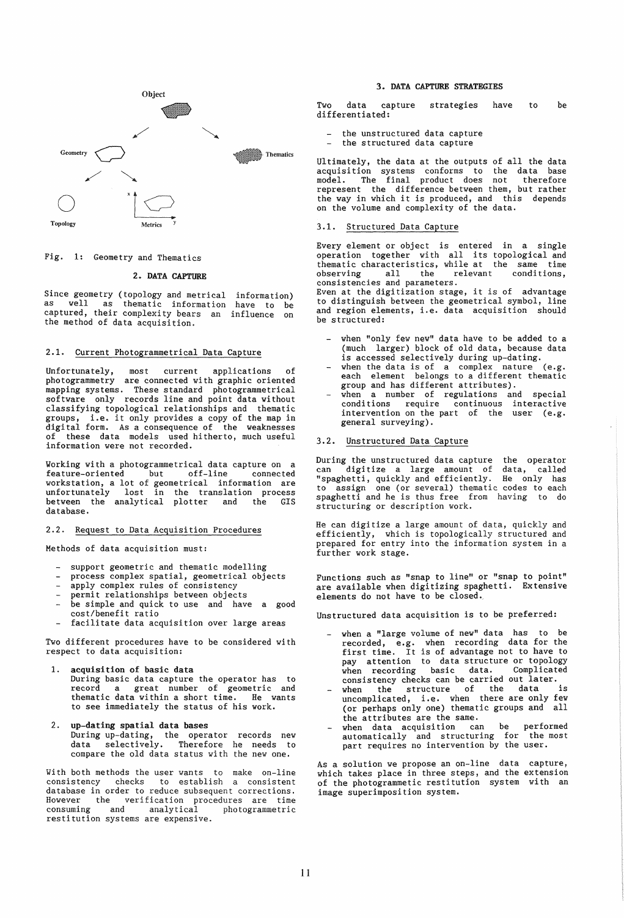Fig. 1: Geometry and Thematics

## 2. DATA CAPTURE

Since geometry (topology and metrical information) as well as thematic information have to be captured, their complexity bears an influence on the method of data acquisition.

### 2.1. Current Photogrammetrical Data Capture

Unfortunately, most current applications of photogrammetry are connected with graphic oriented mapping systems. These standard photogrammetrical software only records line and point data without classifying topological relationships and thematic groups, i.e. it only provides a copy of the map in digital form. As a consequence of the weaknesses of these data models used hitherto, much useful information were not recorded.

Working with a photogrammetrical data capture on a feature-oriented but off-line connected workstation, a lot of geometrical information are unfortunately lost in the translation process between the analytical plotter and the GIS database.

### 2.2. Request to Data Acquisition Procedures

Methods of data acquisition must:

- support geometric and thematic modelling
- process complex spatial, geometrical objects
- apply complex rules of consistency
- permit relationships between objects
- be simple and quick to use and have a good cost/benefit ratio
- facilitate data acquisition over large areas

Two different procedures have to be considered with respect to data acquisition:

1. **acquisition of basic data**
   During basic data capture the operator has to record a great number of geometric and thematic data within a short time. He wants to see immediately the status of his work.

2. **up-dating spatial data bases**
   During up-dating, the operator records new data selectively. Therefore he needs to compare the old data status with the new one.

With both methods the user wants to make on-line consistency checks to establish a consistent database in order to reduce subsequent corrections. However the verification procedures are time consuming and analytical photogrammetric restitution systems are expensive.

## 3. DATA CAPTURE STRATEGIES

Two data capture strategies have to be differentiated:

- the unstructured data capture
- the structured data capture

Ultimately, the data at the outputs of all the data acquisition systems conforms to the data base model. The final product does not therefore represent the difference between them, but rather the way in which it is produced, and this depends on the volume and complexity of the data.

### 3.1. Structured Data Capture

Every element or object is entered in a single operation together with all its topological and thematic characteristics, while at the same time observing all the relevant conditions, consistencies and parameters.
Even at the digitization stage, it is of advantage to distinguish between the geometrical symbol, line and region elements, i.e. data acquisition should be structured:

- when "only few new" data have to be added to a (much larger) block of old data, because data is accessed selectively during up-dating.
- when the data is of a complex nature (e.g. each element belongs to a different thematic group and has different attributes).
- when a number of regulations and special conditions require continuous interactive intervention on the part of the user (e.g. general surveying).

### 3.2. Unstructured Data Capture

During the unstructured data capture the operator can digitize a large amount of data, called "spaghetti, quickly and efficiently. He only has to assign one (or several) thematic codes to each spaghetti and he is thus free from having to do structuring or description work.

He can digitize a large amount of data, quickly and efficiently, which is topologically structured and prepared for entry into the information system in a further work stage.

Functions such as "snap to line" or "snap to point" are available when digitizing spaghetti. Extensive elements do not have to be closed.

Unstructured data acquisition is to be preferred:

- when a "large volume of new" data has to be recorded, e.g. when recording data for the first time. It is of advantage not to have to pay attention to data structure or topology when recording basic data. Complicated consistency checks can be carried out later.
- when the structure of the data is uncomplicated, i.e. when there are only few (or perhaps only one) thematic groups and all the attributes are the same.
- when data acquisition can be performed automatically and structuring for the most part requires no intervention by the user.

As a solution we propose an on-line data capture, which takes place in three steps, and the extension of the photogrammetric restitution system with an image superimposition system.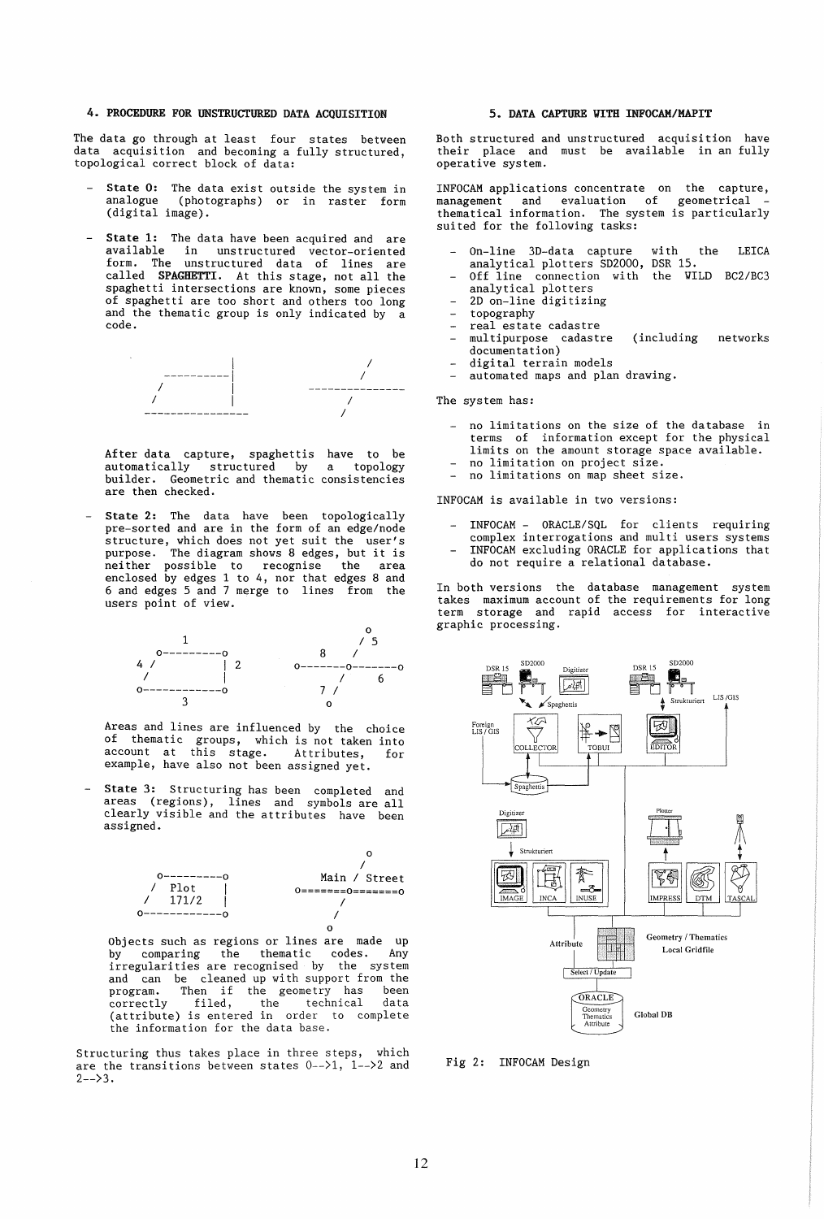## 4. PROCEDURE FOR UNSTRUCTURED DATA ACQUISITION

The data go through at least four states between data acquisition and becoming a fully structured, topological correct block of data:

- **State 0:** The data exist outside the system in analogue (photographs) or in raster form (digital image).

- **State 1:** The data have been acquired and are available in unstructured vector-oriented form. The unstructured data of lines are called **SPAGHETTI**. At this stage, not all the spaghetti intersections are known, some pieces of spaghetti are too short and others too long and the thematic group is only indicated by a code.

```
                   |                     /
        -----------|                    /
       /           |            ---------------
      /            |                  /
    ----------------                 /
```

After data capture, spaghettis have to be automatically structured by a topology builder. Geometric and thematic consistencies are then checked.

- **State 2:** The data have been topologically pre-sorted and are in the form of an edge/node structure, which does not yet suit the user's purpose. The diagram shows 8 edges, but it is neither possible to recognise the area enclosed by edges 1 to 4, nor that edges 8 and 6 and edges 5 and 7 merge to lines from the users point of view.

```
          1                                o
    o---------o                          / 5
  4 /         | 2               8      /
   /          |          o-------o-------o
  o-----------o                 /     6
        3                    7 /
                               o
```

Areas and lines are influenced by the choice of thematic groups, which is not taken into account at this stage. Attributes, for example, have also not been assigned yet.

- **State 3:** Structuring has been completed and areas (regions), lines and symbols are all clearly visible and the attributes have been assigned.

```
                                           o
                                          /
     o---------o                Main / Street
    /  Plot    |             o=======o=======o
   /   171/2   |                    /
  o------------o                   /
                                  o
```

Objects such as regions or lines are made up by comparing the thematic codes. Any irregularities are recognised by the system and can be cleaned up with support from the program. Then if the geometry has been correctly filed, the technical data (attribute) is entered in order to complete the information for the data base.

Structuring thus takes place in three steps, which are the transitions between states 0-->1, 1-->2 and 2-->3.

## 5. DATA CAPTURE WITH INFOCAM/MAPIT

Both structured and unstructured acquisition have their place and must be available in an fully operative system.

INFOCAM applications concentrate on the capture, management and evaluation of geometrical - thematical information. The system is particularly suited for the following tasks:

- On-line 3D-data capture with the LEICA analytical plotters SD2000, DSR 15.
- Off line connection with the WILD BC2/BC3 analytical plotters
- 2D on-line digitizing
- topography
- real estate cadastre
- multipurpose cadastre (including networks documentation)
- digital terrain models
- automated maps and plan drawing.

The system has:

- no limitations on the size of the database in terms of information except for the physical limits on the amount storage space available.
- no limitation on project size.
- no limitations on map sheet size.

INFOCAM is available in two versions:

- INFOCAM - ORACLE/SQL for clients requiring complex interrogations and multi users systems
- INFOCAM excluding ORACLE for applications that do not require a relational database.

In both versions the database management system takes maximum account of the requirements for long term storage and rapid access for interactive graphic processing.

Fig 2: INFOCAM Design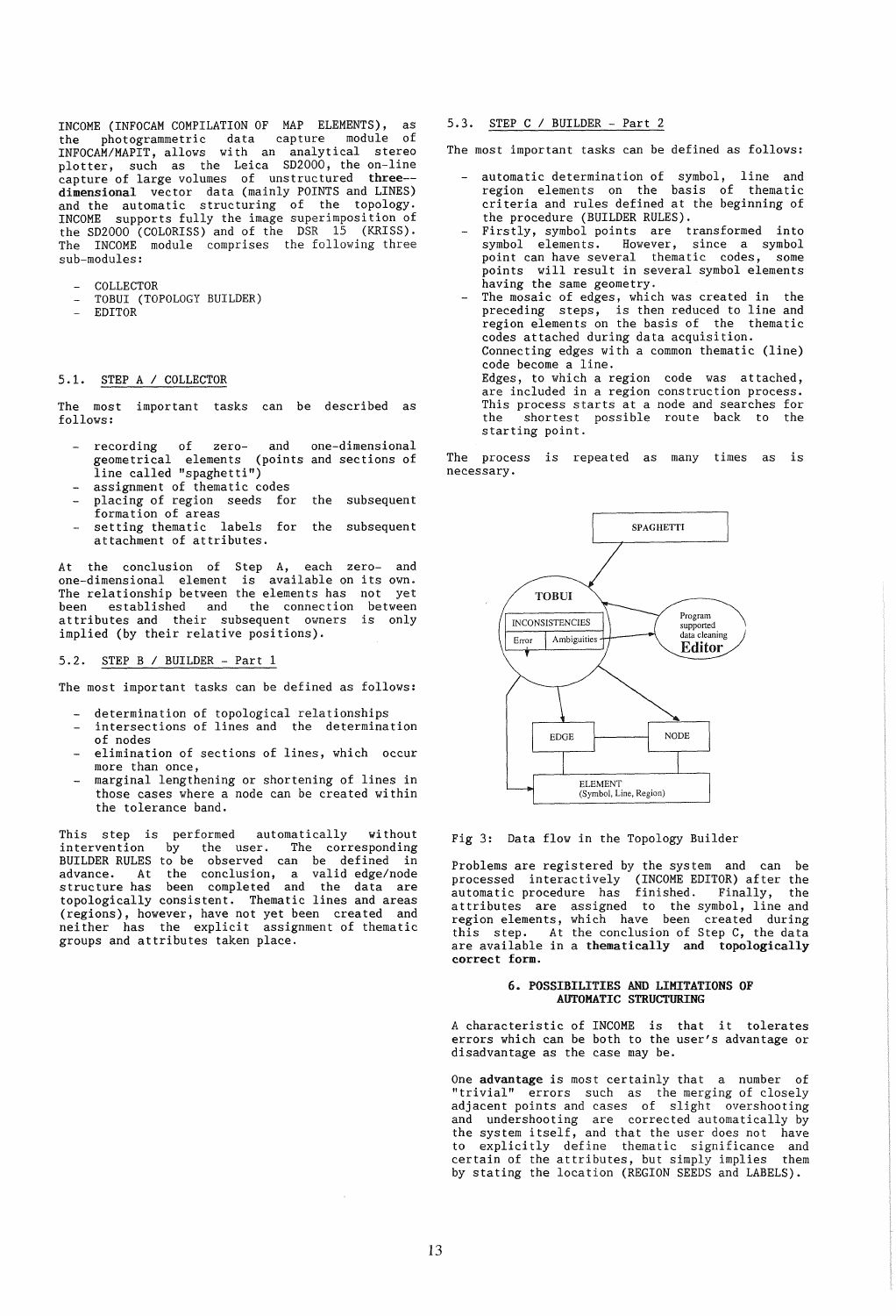INCOME (INFOCAM COMPILATION OF MAP ELEMENTS), as the photogrammetric data capture module of INFOCAM/MAPIT, allows with an analytical stereo plotter, such as the Leica SD2000, the on-line capture of large volumes of unstructured **three-dimensional** vector data (mainly POINTS and LINES) and the automatic structuring of the topology. INCOME supports fully the image superimposition of the SD2000 (COLORISS) and of the DSR 15 (KRISS). The INCOME module comprises the following three sub-modules:

- COLLECTOR
- TOBUI (TOPOLOGY BUILDER)
- EDITOR

### 5.1. STEP A / COLLECTOR

The most important tasks can be described as follows:

- recording of zero- and one-dimensional geometrical elements (points and sections of line called "spaghetti")
- assignment of thematic codes
- placing of region seeds for the subsequent formation of areas
- setting thematic labels for the subsequent attachment of attributes.

At the conclusion of Step A, each zero- and one-dimensional element is available on its own. The relationship between the elements has not yet been established and the connection between attributes and their subsequent owners is only implied (by their relative positions).

### 5.2. STEP B / BUILDER - Part 1

The most important tasks can be defined as follows:

- determination of topological relationships
- intersections of lines and the determination of nodes
- elimination of sections of lines, which occur more than once,
- marginal lengthening or shortening of lines in those cases where a node can be created within the tolerance band.

This step is performed automatically without intervention by the user. The corresponding BUILDER RULES to be observed can be defined in advance. At the conclusion, a valid edge/node structure has been completed and the data are topologically consistent. Thematic lines and areas (regions), however, have not yet been created and neither has the explicit assignment of thematic groups and attributes taken place.

### 5.3. STEP C / BUILDER - Part 2

The most important tasks can be defined as follows:

- automatic determination of symbol, line and region elements on the basis of thematic criteria and rules defined at the beginning of the procedure (BUILDER RULES).
- Firstly, symbol points are transformed into symbol elements. However, since a symbol point can have several thematic codes, some points will result in several symbol elements having the same geometry.
- The mosaic of edges, which was created in the preceding steps, is then reduced to line and region elements on the basis of the thematic codes attached during data acquisition.
  Connecting edges with a common thematic (line) code become a line.
  Edges, to which a region code was attached, are included in a region construction process. This process starts at a node and searches for the shortest possible route back to the starting point.

The process is repeated as many times as is necessary.

SPAGHETTI — TOBUI (INCONSISTENCIES: Error, Ambiguities) — Program supported data cleaning Editor — EDGE — NODE — ELEMENT (Symbol, Line, Region)

Fig 3: Data flow in the Topology Builder

Problems are registered by the system and can be processed interactively (INCOME EDITOR) after the automatic procedure has finished. Finally, the attributes are assigned to the symbol, line and region elements, which have been created during this step. At the conclusion of Step C, the data are available in a **thematically and topologically correct form.**

## 6. POSSIBILITIES AND LIMITATIONS OF AUTOMATIC STRUCTURING

A characteristic of INCOME is that it tolerates errors which can be both to the user's advantage or disadvantage as the case may be.

One **advantage** is most certainly that a number of "trivial" errors such as the merging of closely adjacent points and cases of slight overshooting and undershooting are corrected automatically by the system itself, and that the user does not have to explicitly define thematic significance and certain of the attributes, but simply implies them by stating the location (REGION SEEDS and LABELS).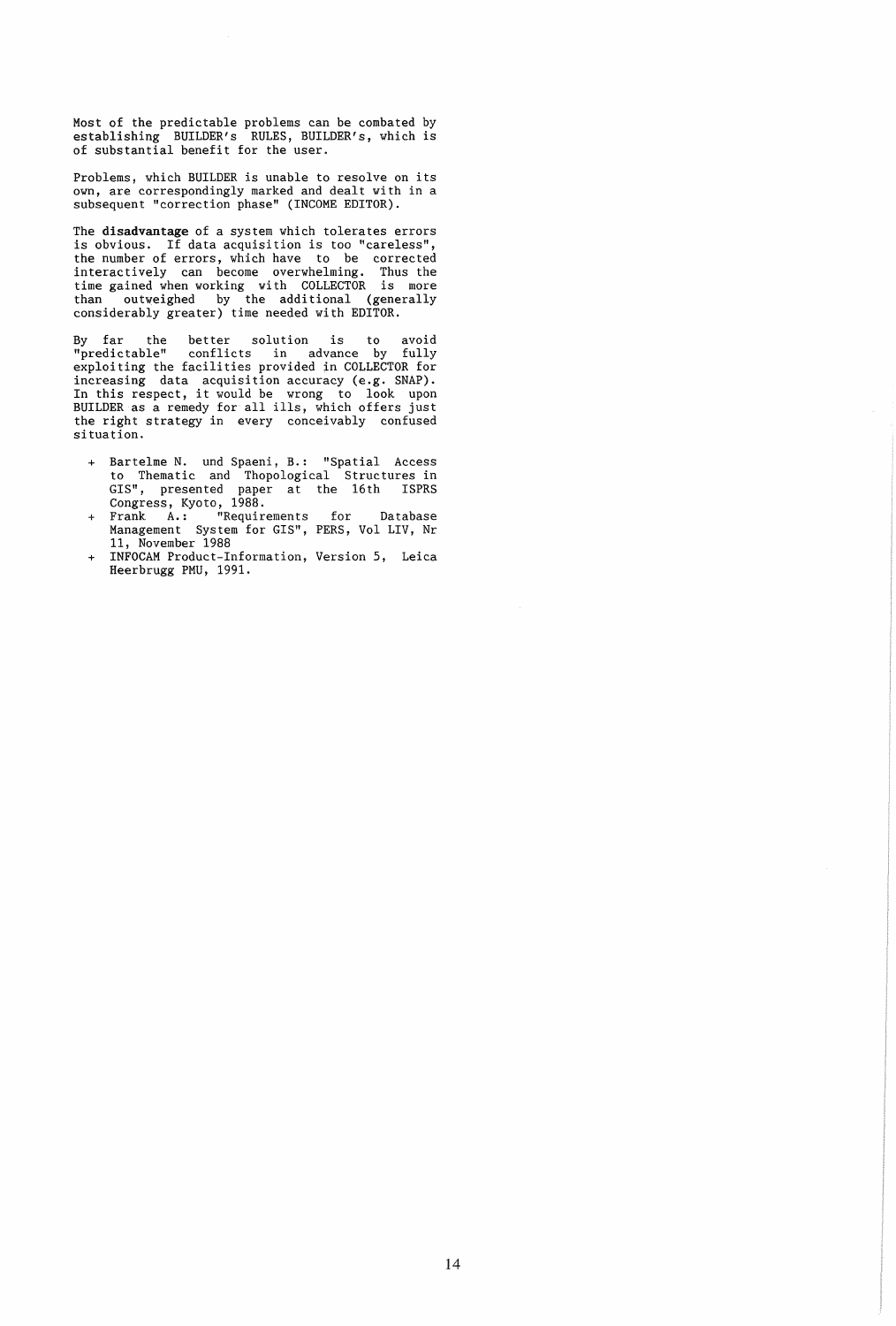Most of the predictable problems can be combated by establishing BUILDER's RULES, BUILDER's, which is of substantial benefit for the user.

Problems, which BUILDER is unable to resolve on its own, are correspondingly marked and dealt with in a subsequent "correction phase" (INCOME EDITOR).

The **disadvantage** of a system which tolerates errors is obvious. If data acquisition is too "careless", the number of errors, which have to be corrected interactively can become overwhelming. Thus the time gained when working with COLLECTOR is more than outweighed by the additional (generally considerably greater) time needed with EDITOR.

By far the better solution is to avoid "predictable" conflicts in advance by fully exploiting the facilities provided in COLLECTOR for increasing data acquisition accuracy (e.g. SNAP). In this respect, it would be wrong to look upon BUILDER as a remedy for all ills, which offers just the right strategy in every conceivably confused situation.

+ Bartelme N. und Spaeni, B.: "Spatial Access to Thematic and Thopological Structures in GIS", presented paper at the 16th ISPRS Congress, Kyoto, 1988.
+ Frank A.: "Requirements for Database Management System for GIS", PERS, Vol LIV, Nr 11, November 1988
+ INFOCAM Product-Information, Version 5, Leica Heerbrugg PMU, 1991.